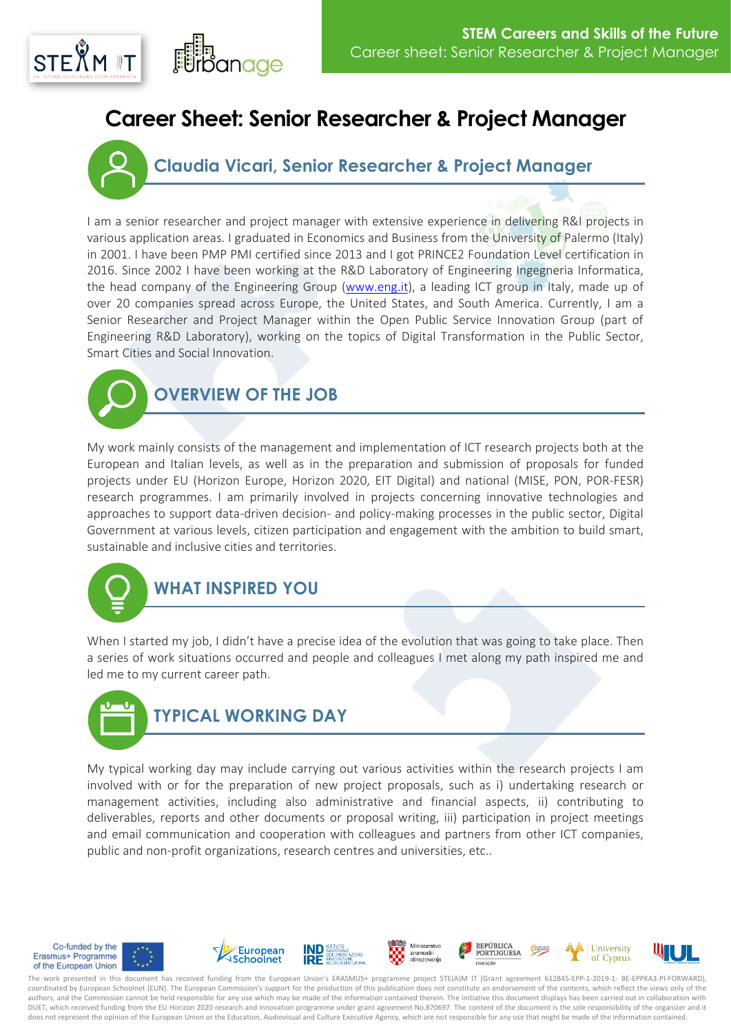# Career Sheet: Senior Researcher & Project Manager

## Claudia Vicari, Senior Researcher & Project Manager

I am a senior researcher and project manager with extensive experience in delivering R&I projects in various application areas. I graduated in Economics and Business from the University of Palermo (Italy) in 2001. I have been PMP PMI certified since 2013 and I got PRINCE2 Foundation Level certification in 2016. Since 2002 I have been working at the R&D Laboratory of Engineering Ingegneria Informatica, the head company of the Engineering Group (www.eng.it), a leading ICT group in Italy, made up of over 20 companies spread across Europe, the United States, and South America. Currently, I am a Senior Researcher and Project Manager within the Open Public Service Innovation Group (part of Engineering R&D Laboratory), working on the topics of Digital Transformation in the Public Sector, Smart Cities and Social Innovation.

## OVERVIEW OF THE JOB

My work mainly consists of the management and implementation of ICT research projects both at the European and Italian levels, as well as in the preparation and submission of proposals for funded projects under EU (Horizon Europe, Horizon 2020, EIT Digital) and national (MISE, PON, POR-FESR) research programmes. I am primarily involved in projects concerning innovative technologies and approaches to support data-driven decision- and policy-making processes in the public sector, Digital Government at various levels, citizen participation and engagement with the ambition to build smart, sustainable and inclusive cities and territories.

## WHAT INSPIRED YOU

When I started my job, I didn't have a precise idea of the evolution that was going to take place. Then a series of work situations occurred and people and colleagues I met along my path inspired me and led me to my current career path.

## TYPICAL WORKING DAY

My typical working day may include carrying out various activities within the research projects I am involved with or for the preparation of new project proposals, such as i) undertaking research or management activities, including also administrative and financial aspects, ii) contributing to deliverables, reports and other documents or proposal writing, iii) participation in project meetings and email communication and cooperation with colleagues and partners from other ICT companies, public and non-profit organizations, research centres and universities, etc..

Co-funded by the Erasmus+ Programme of the European Union

The work presented in this document has received funding from the European Union's ERASMUS+ programme project STE(A)M IT (Grant agreement 612845-EPP-1-2019-1- BE-EPPKA3-PI-FORWARD), coordinated by European Schoolnet (EUN). The European Commission's support for the production of this publication does not constitute an endorsement of the contents, which reflect the views only of the authors, and the Commission cannot be held responsible for any use which may be made of the information contained therein. The initiative this document displays has been carried out in collaboration with DUET, which received funding from the EU Horizon 2020 research and innovation programme under grant agreement No.870697. The content of the document is the sole responsibility of the organizer and it does not represent the opinion of the European Union or the Education, Audiovisual and Culture Executive Agency, which are not responsible for any use that might be made of the information contained.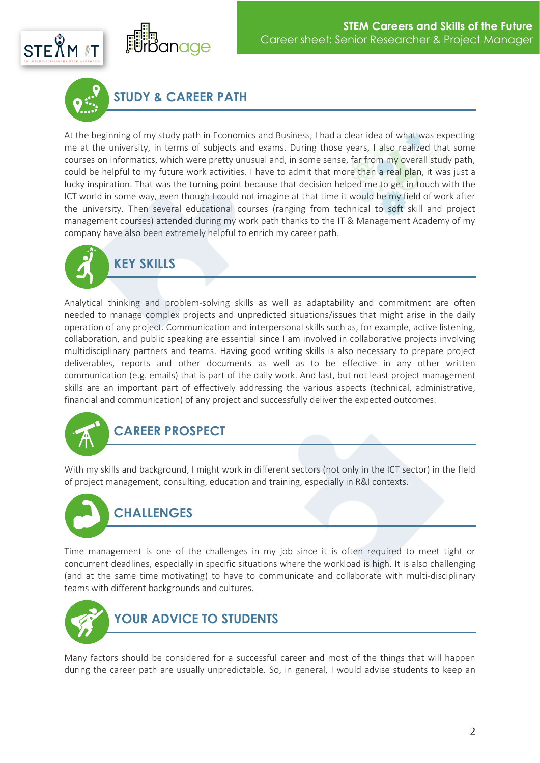## STUDY & CAREER PATH

At the beginning of my study path in Economics and Business, I had a clear idea of what was expecting me at the university, in terms of subjects and exams. During those years, I also realized that some courses on informatics, which were pretty unusual and, in some sense, far from my overall study path, could be helpful to my future work activities. I have to admit that more than a real plan, it was just a lucky inspiration. That was the turning point because that decision helped me to get in touch with the ICT world in some way, even though I could not imagine at that time it would be my field of work after the university. Then several educational courses (ranging from technical to soft skill and project management courses) attended during my work path thanks to the IT & Management Academy of my company have also been extremely helpful to enrich my career path.

## KEY SKILLS

Analytical thinking and problem-solving skills as well as adaptability and commitment are often needed to manage complex projects and unpredicted situations/issues that might arise in the daily operation of any project. Communication and interpersonal skills such as, for example, active listening, collaboration, and public speaking are essential since I am involved in collaborative projects involving multidisciplinary partners and teams. Having good writing skills is also necessary to prepare project deliverables, reports and other documents as well as to be effective in any other written communication (e.g. emails) that is part of the daily work. And last, but not least project management skills are an important part of effectively addressing the various aspects (technical, administrative, financial and communication) of any project and successfully deliver the expected outcomes.

## CAREER PROSPECT

With my skills and background, I might work in different sectors (not only in the ICT sector) in the field of project management, consulting, education and training, especially in R&I contexts.

## CHALLENGES

Time management is one of the challenges in my job since it is often required to meet tight or concurrent deadlines, especially in specific situations where the workload is high. It is also challenging (and at the same time motivating) to have to communicate and collaborate with multi-disciplinary teams with different backgrounds and cultures.

## YOUR ADVICE TO STUDENTS

Many factors should be considered for a successful career and most of the things that will happen during the career path are usually unpredictable. So, in general, I would advise students to keep an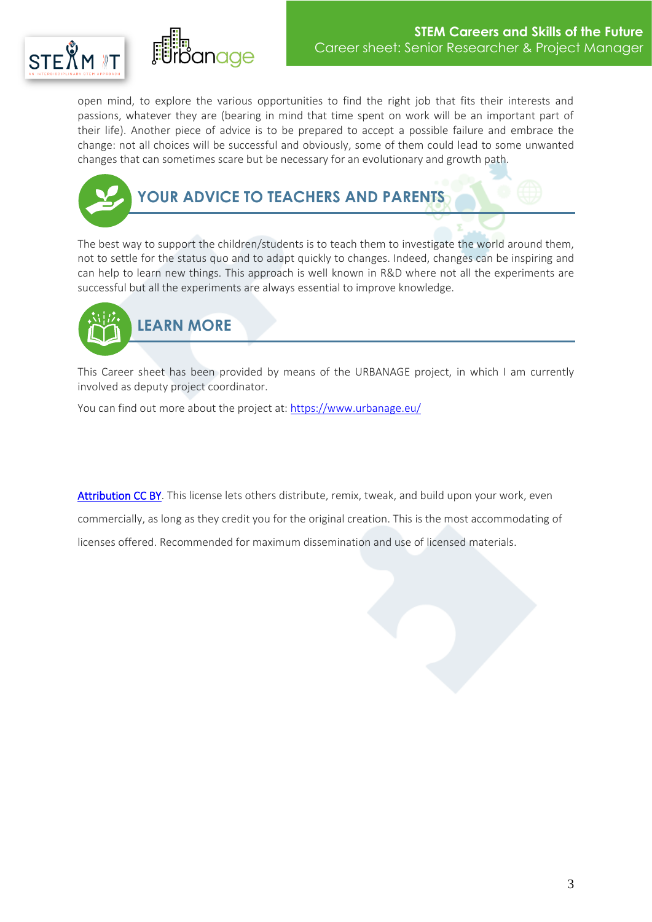open mind, to explore the various opportunities to find the right job that fits their interests and passions, whatever they are (bearing in mind that time spent on work will be an important part of their life). Another piece of advice is to be prepared to accept a possible failure and embrace the change: not all choices will be successful and obviously, some of them could lead to some unwanted changes that can sometimes scare but be necessary for an evolutionary and growth path.

## YOUR ADVICE TO TEACHERS AND PARENTS

The best way to support the children/students is to teach them to investigate the world around them, not to settle for the status quo and to adapt quickly to changes. Indeed, changes can be inspiring and can help to learn new things. This approach is well known in R&D where not all the experiments are successful but all the experiments are always essential to improve knowledge.

## LEARN MORE

This Career sheet has been provided by means of the URBANAGE project, in which I am currently involved as deputy project coordinator.

You can find out more about the project at: https://www.urbanage.eu/

Attribution CC BY. This license lets others distribute, remix, tweak, and build upon your work, even commercially, as long as they credit you for the original creation. This is the most accommodating of licenses offered. Recommended for maximum dissemination and use of licensed materials.